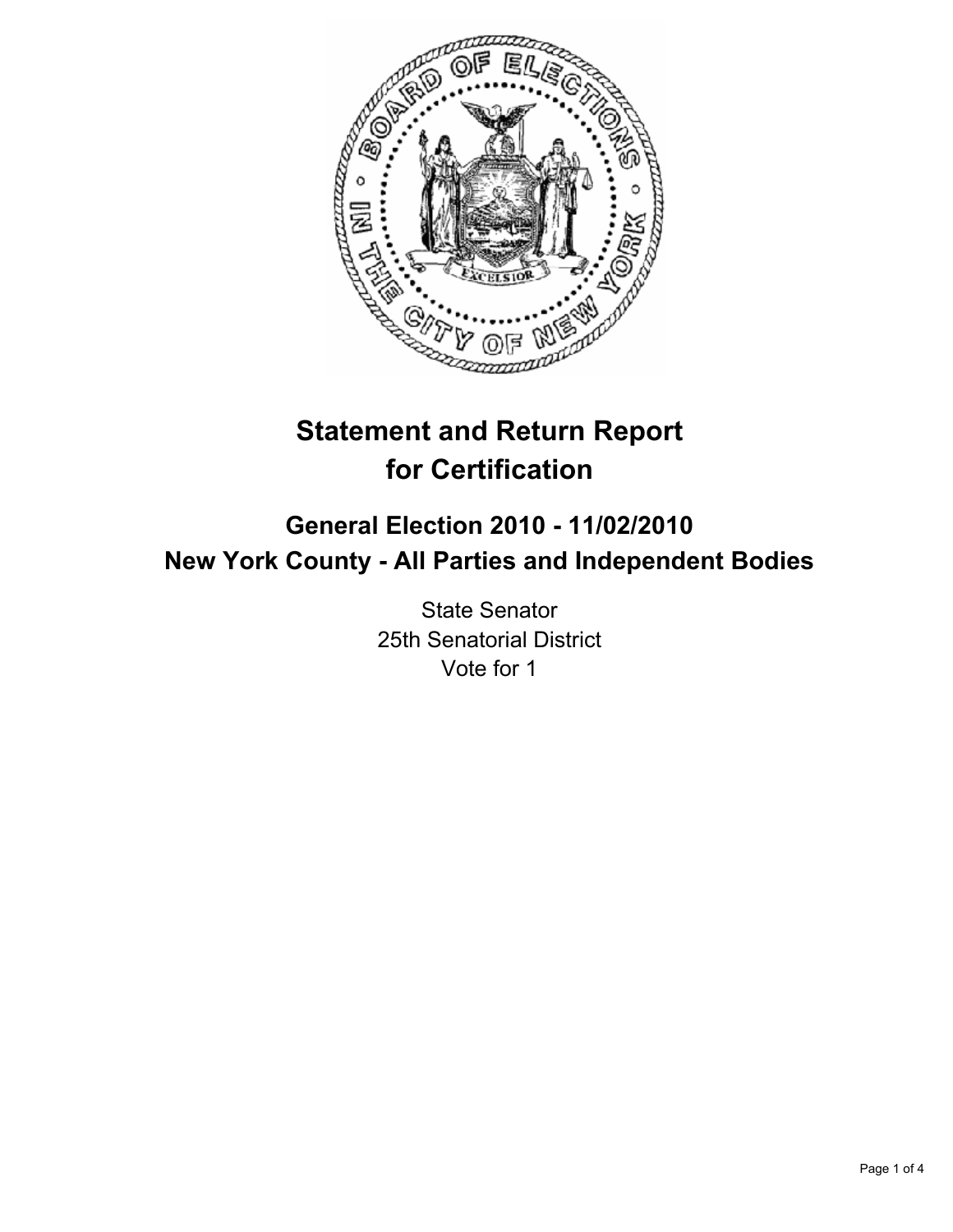# Statement and Return Report for Certification

## General Election 2010 - 11/02/2010
## New York County - All Parties and Independent Bodies

State Senator
25th Senatorial District
Vote for 1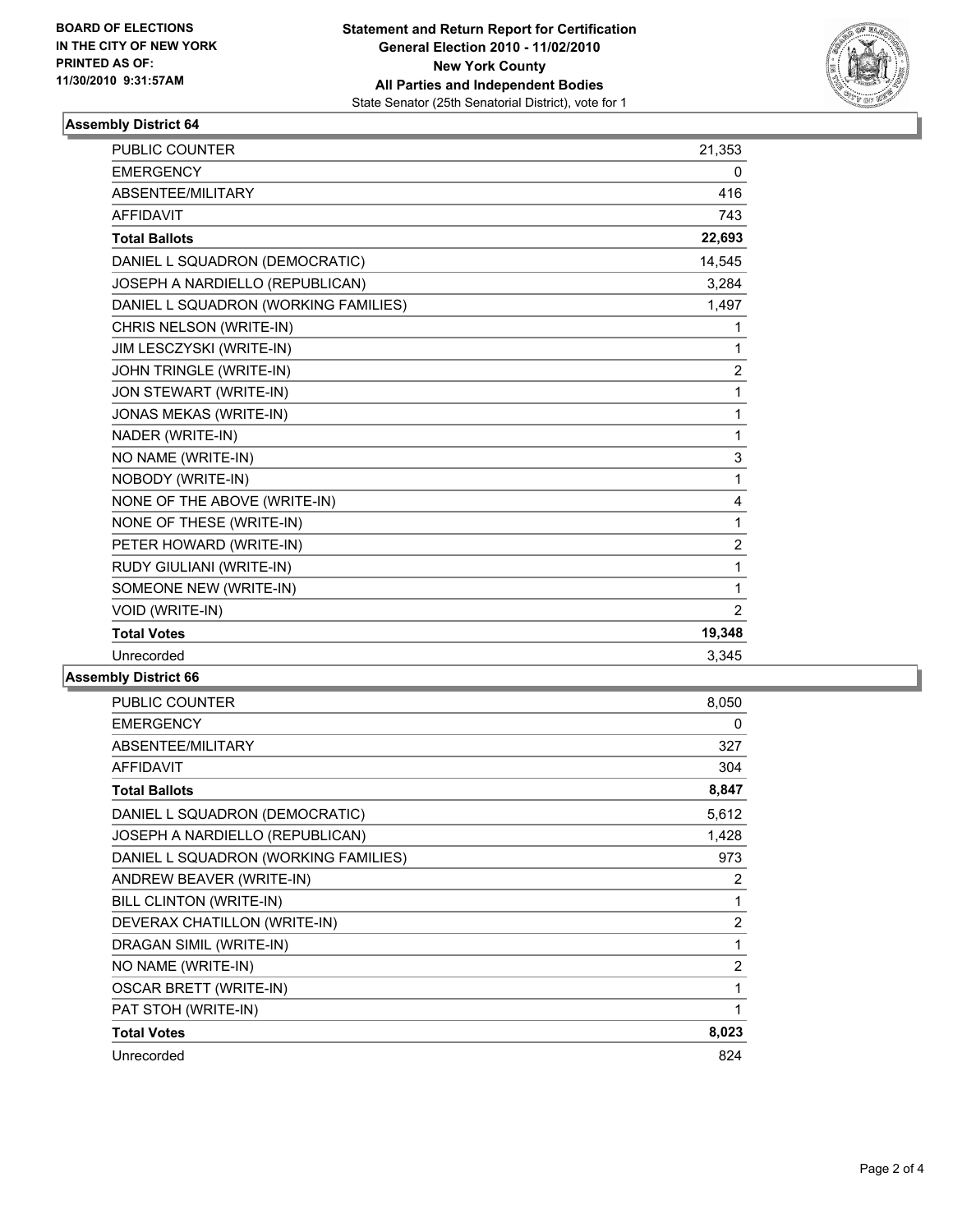**BOARD OF ELECTIONS IN THE CITY OF NEW YORK PRINTED AS OF: 11/30/2010 9:31:57AM**

**Statement and Return Report for Certification**
**General Election 2010 - 11/02/2010**
**New York County**
**All Parties and Independent Bodies**
State Senator (25th Senatorial District), vote for 1

### Assembly District 64

| | |
|---|---|
| PUBLIC COUNTER | 21,353 |
| EMERGENCY | 0 |
| ABSENTEE/MILITARY | 416 |
| AFFIDAVIT | 743 |
| **Total Ballots** | **22,693** |
| DANIEL L SQUADRON (DEMOCRATIC) | 14,545 |
| JOSEPH A NARDIELLO (REPUBLICAN) | 3,284 |
| DANIEL L SQUADRON (WORKING FAMILIES) | 1,497 |
| CHRIS NELSON (WRITE-IN) | 1 |
| JIM LESCZYSKI (WRITE-IN) | 1 |
| JOHN TRINGLE (WRITE-IN) | 2 |
| JON STEWART (WRITE-IN) | 1 |
| JONAS MEKAS (WRITE-IN) | 1 |
| NADER (WRITE-IN) | 1 |
| NO NAME (WRITE-IN) | 3 |
| NOBODY (WRITE-IN) | 1 |
| NONE OF THE ABOVE (WRITE-IN) | 4 |
| NONE OF THESE (WRITE-IN) | 1 |
| PETER HOWARD (WRITE-IN) | 2 |
| RUDY GIULIANI (WRITE-IN) | 1 |
| SOMEONE NEW (WRITE-IN) | 1 |
| VOID (WRITE-IN) | 2 |
| **Total Votes** | **19,348** |
| Unrecorded | 3,345 |

### Assembly District 66

| | |
|---|---|
| PUBLIC COUNTER | 8,050 |
| EMERGENCY | 0 |
| ABSENTEE/MILITARY | 327 |
| AFFIDAVIT | 304 |
| **Total Ballots** | **8,847** |
| DANIEL L SQUADRON (DEMOCRATIC) | 5,612 |
| JOSEPH A NARDIELLO (REPUBLICAN) | 1,428 |
| DANIEL L SQUADRON (WORKING FAMILIES) | 973 |
| ANDREW BEAVER (WRITE-IN) | 2 |
| BILL CLINTON (WRITE-IN) | 1 |
| DEVERAX CHATILLON (WRITE-IN) | 2 |
| DRAGAN SIMIL (WRITE-IN) | 1 |
| NO NAME (WRITE-IN) | 2 |
| OSCAR BRETT (WRITE-IN) | 1 |
| PAT STOH (WRITE-IN) | 1 |
| **Total Votes** | **8,023** |
| Unrecorded | 824 |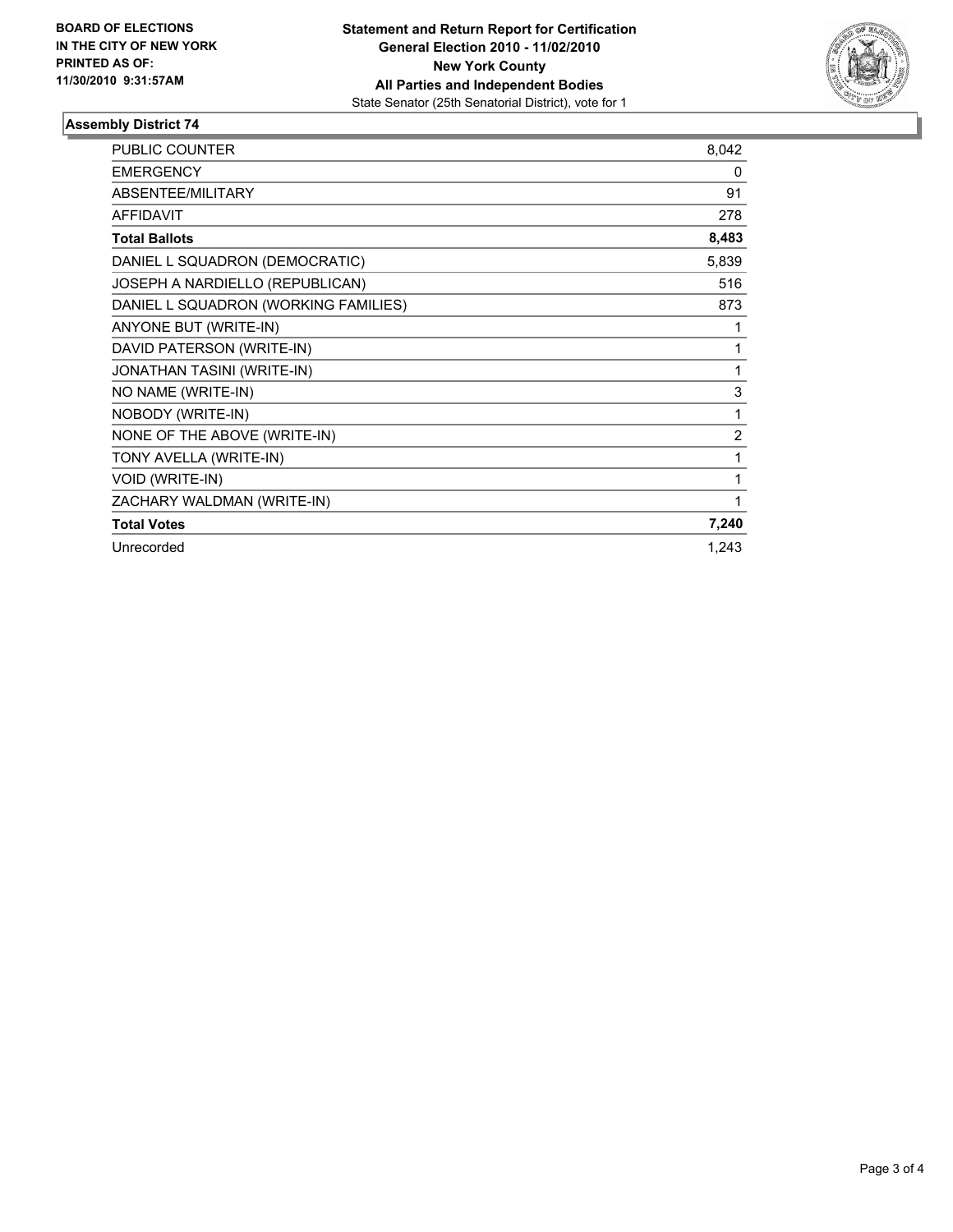**BOARD OF ELECTIONS**
**IN THE CITY OF NEW YORK**
**PRINTED AS OF:**
**11/30/2010 9:31:57AM**

**Statement and Return Report for Certification**
**General Election 2010 - 11/02/2010**
**New York County**
**All Parties and Independent Bodies**
State Senator (25th Senatorial District), vote for 1

## Assembly District 74

| | |
|---|---|
| PUBLIC COUNTER | 8,042 |
| EMERGENCY | 0 |
| ABSENTEE/MILITARY | 91 |
| AFFIDAVIT | 278 |
| **Total Ballots** | **8,483** |
| DANIEL L SQUADRON (DEMOCRATIC) | 5,839 |
| JOSEPH A NARDIELLO (REPUBLICAN) | 516 |
| DANIEL L SQUADRON (WORKING FAMILIES) | 873 |
| ANYONE BUT (WRITE-IN) | 1 |
| DAVID PATERSON (WRITE-IN) | 1 |
| JONATHAN TASINI (WRITE-IN) | 1 |
| NO NAME (WRITE-IN) | 3 |
| NOBODY (WRITE-IN) | 1 |
| NONE OF THE ABOVE (WRITE-IN) | 2 |
| TONY AVELLA (WRITE-IN) | 1 |
| VOID (WRITE-IN) | 1 |
| ZACHARY WALDMAN (WRITE-IN) | 1 |
| **Total Votes** | **7,240** |
| Unrecorded | 1,243 |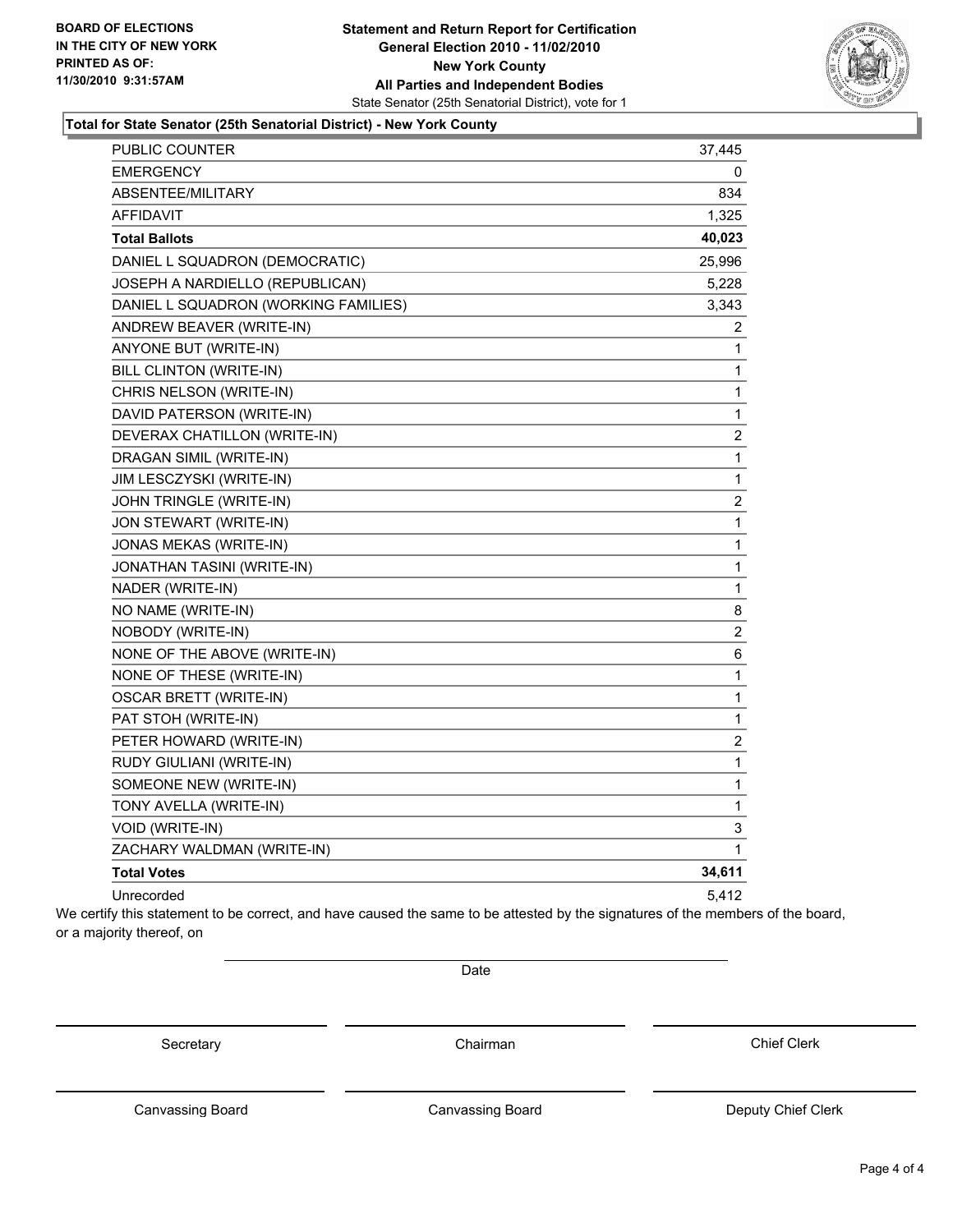**BOARD OF ELECTIONS IN THE CITY OF NEW YORK PRINTED AS OF: 11/30/2010 9:31:57AM**

**Statement and Return Report for Certification**
**General Election 2010 - 11/02/2010**
**New York County**
**All Parties and Independent Bodies**
State Senator (25th Senatorial District), vote for 1

### Total for State Senator (25th Senatorial District) - New York County

| | |
|---|---|
| PUBLIC COUNTER | 37,445 |
| EMERGENCY | 0 |
| ABSENTEE/MILITARY | 834 |
| AFFIDAVIT | 1,325 |
| **Total Ballots** | **40,023** |
| DANIEL L SQUADRON (DEMOCRATIC) | 25,996 |
| JOSEPH A NARDIELLO (REPUBLICAN) | 5,228 |
| DANIEL L SQUADRON (WORKING FAMILIES) | 3,343 |
| ANDREW BEAVER (WRITE-IN) | 2 |
| ANYONE BUT (WRITE-IN) | 1 |
| BILL CLINTON (WRITE-IN) | 1 |
| CHRIS NELSON (WRITE-IN) | 1 |
| DAVID PATERSON (WRITE-IN) | 1 |
| DEVERAX CHATILLON (WRITE-IN) | 2 |
| DRAGAN SIMIL (WRITE-IN) | 1 |
| JIM LESCZYSKI (WRITE-IN) | 1 |
| JOHN TRINGLE (WRITE-IN) | 2 |
| JON STEWART (WRITE-IN) | 1 |
| JONAS MEKAS (WRITE-IN) | 1 |
| JONATHAN TASINI (WRITE-IN) | 1 |
| NADER (WRITE-IN) | 1 |
| NO NAME (WRITE-IN) | 8 |
| NOBODY (WRITE-IN) | 2 |
| NONE OF THE ABOVE (WRITE-IN) | 6 |
| NONE OF THESE (WRITE-IN) | 1 |
| OSCAR BRETT (WRITE-IN) | 1 |
| PAT STOH (WRITE-IN) | 1 |
| PETER HOWARD (WRITE-IN) | 2 |
| RUDY GIULIANI (WRITE-IN) | 1 |
| SOMEONE NEW (WRITE-IN) | 1 |
| TONY AVELLA (WRITE-IN) | 1 |
| VOID (WRITE-IN) | 3 |
| ZACHARY WALDMAN (WRITE-IN) | 1 |
| **Total Votes** | **34,611** |
| Unrecorded | 5,412 |

We certify this statement to be correct, and have caused the same to be attested by the signatures of the members of the board, or a majority thereof, on

Date

Secretary | Chairman | Chief Clerk

Canvassing Board | Canvassing Board | Deputy Chief Clerk